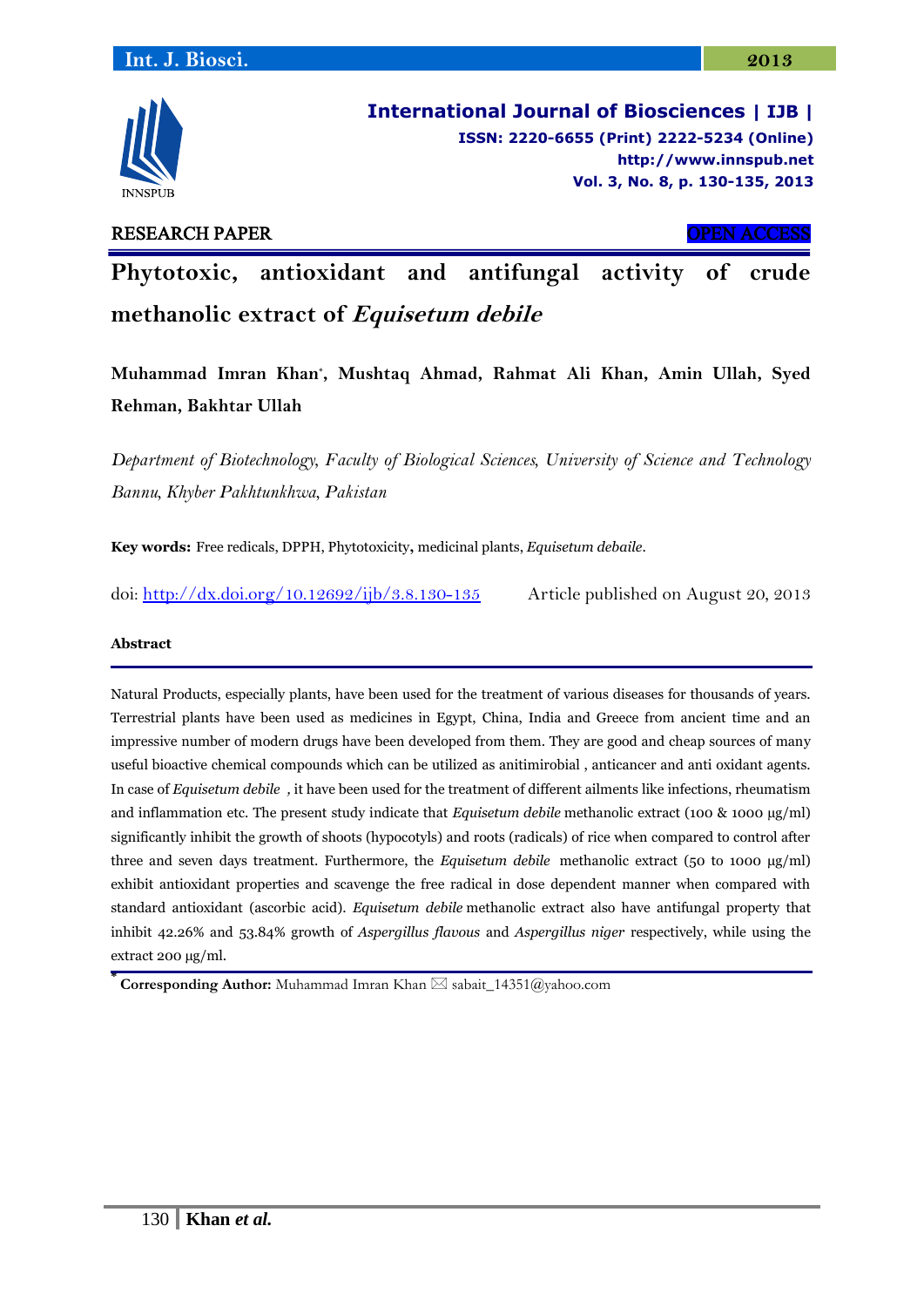**International Journal of Biosciences | IJB |**
**ISSN: 2220-6655 (Print) 2222-5234 (Online)**
**http://www.innspub.net**
**Vol. 3, No. 8, p. 130-135, 2013**

RESEARCH PAPER OPEN ACCESS

# Phytotoxic, antioxidant and antifungal activity of crude methanolic extract of *Equisetum debile*

**Muhammad Imran Khan*, Mushtaq Ahmad, Rahmat Ali Khan, Amin Ullah, Syed Rehman, Bakhtar Ullah**

*Department of Biotechnology, Faculty of Biological Sciences, University of Science and Technology Bannu, Khyber Pakhtunkhwa, Pakistan*

**Key words:** Free redicals, DPPH, Phytotoxicity, medicinal plants, *Equisetum debaile*.

doi: http://dx.doi.org/10.12692/ijb/3.8.130-135 Article published on August 20, 2013

### Abstract

Natural Products, especially plants, have been used for the treatment of various diseases for thousands of years. Terrestrial plants have been used as medicines in Egypt, China, India and Greece from ancient time and an impressive number of modern drugs have been developed from them. They are good and cheap sources of many useful bioactive chemical compounds which can be utilized as anitimirobial , anticancer and anti oxidant agents. In case of *Equisetum debile ,* it have been used for the treatment of different ailments like infections, rheumatism and inflammation etc. The present study indicate that *Equisetum debile* methanolic extract (100 & 1000 µg/ml) significantly inhibit the growth of shoots (hypocotyls) and roots (radicals) of rice when compared to control after three and seven days treatment. Furthermore, the *Equisetum debile* methanolic extract (50 to 1000 µg/ml) exhibit antioxidant properties and scavenge the free radical in dose dependent manner when compared with standard antioxidant (ascorbic acid). *Equisetum debile* methanolic extract also have antifungal property that inhibit 42.26% and 53.84% growth of *Aspergillus flavous* and *Aspergillus niger* respectively, while using the extract 200 µg/ml.

\* **Corresponding Author:** Muhammad Imran Khan ✉ sabait_14351@yahoo.com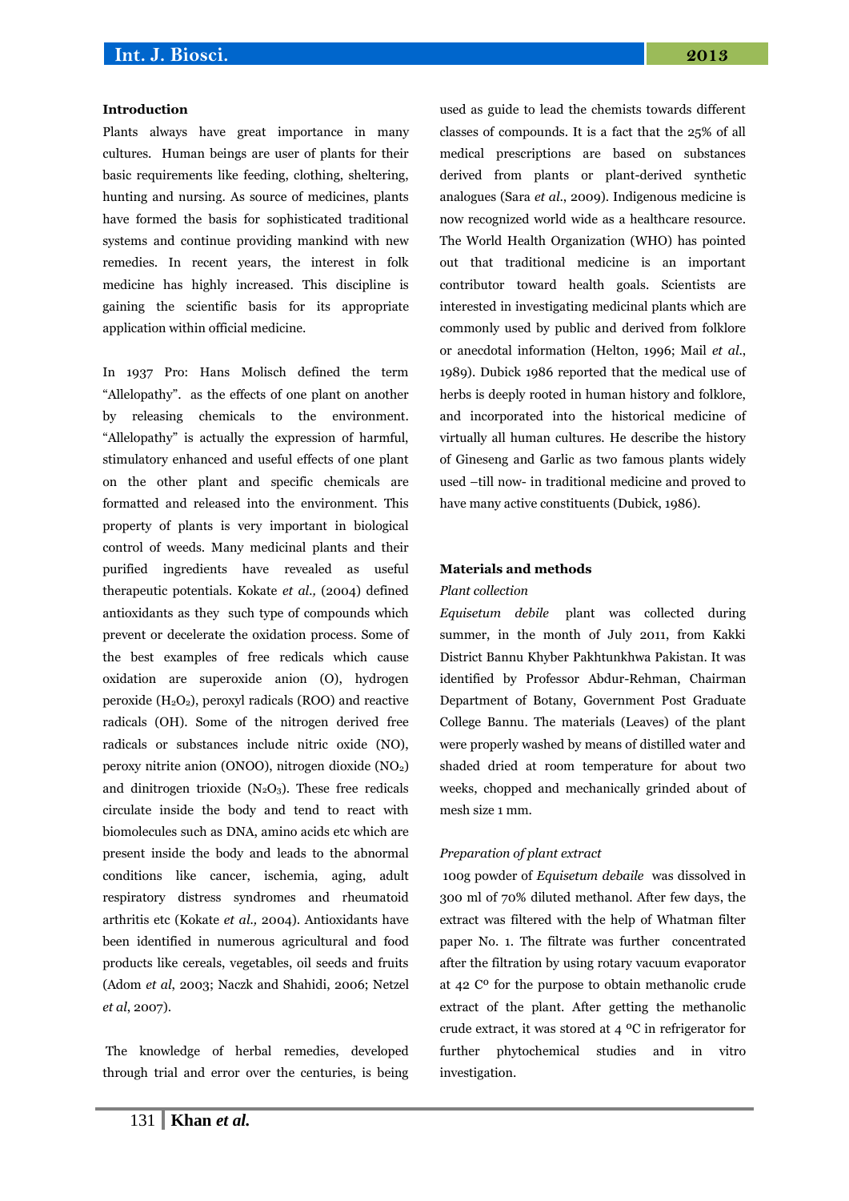## Introduction

Plants always have great importance in many cultures. Human beings are user of plants for their basic requirements like feeding, clothing, sheltering, hunting and nursing. As source of medicines, plants have formed the basis for sophisticated traditional systems and continue providing mankind with new remedies. In recent years, the interest in folk medicine has highly increased. This discipline is gaining the scientific basis for its appropriate application within official medicine.

In 1937 Pro: Hans Molisch defined the term "Allelopathy". as the effects of one plant on another by releasing chemicals to the environment. "Allelopathy" is actually the expression of harmful, stimulatory enhanced and useful effects of one plant on the other plant and specific chemicals are formatted and released into the environment. This property of plants is very important in biological control of weeds. Many medicinal plants and their purified ingredients have revealed as useful therapeutic potentials. Kokate *et al.,* (2004) defined antioxidants as they such type of compounds which prevent or decelerate the oxidation process. Some of the best examples of free redicals which cause oxidation are superoxide anion (O), hydrogen peroxide ($H_2O_2$), peroxyl radicals (ROO) and reactive radicals (OH). Some of the nitrogen derived free radicals or substances include nitric oxide (NO), peroxy nitrite anion (ONOO), nitrogen dioxide ($NO_2$) and dinitrogen trioxide ($N_2O_3$). These free redicals circulate inside the body and tend to react with biomolecules such as DNA, amino acids etc which are present inside the body and leads to the abnormal conditions like cancer, ischemia, aging, adult respiratory distress syndromes and rheumatoid arthritis etc (Kokate *et al.,* 2004). Antioxidants have been identified in numerous agricultural and food products like cereals, vegetables, oil seeds and fruits (Adom *et al*, 2003; Naczk and Shahidi, 2006; Netzel *et al*, 2007).

The knowledge of herbal remedies, developed through trial and error over the centuries, is being used as guide to lead the chemists towards different classes of compounds. It is a fact that the 25% of all medical prescriptions are based on substances derived from plants or plant-derived synthetic analogues (Sara *et al.*, 2009). Indigenous medicine is now recognized world wide as a healthcare resource. The World Health Organization (WHO) has pointed out that traditional medicine is an important contributor toward health goals. Scientists are interested in investigating medicinal plants which are commonly used by public and derived from folklore or anecdotal information (Helton, 1996; Mail *et al.*, 1989). Dubick 1986 reported that the medical use of herbs is deeply rooted in human history and folklore, and incorporated into the historical medicine of virtually all human cultures. He describe the history of Gineseng and Garlic as two famous plants widely used –till now- in traditional medicine and proved to have many active constituents (Dubick, 1986).

## Materials and methods

*Plant collection*

*Equisetum debile* plant was collected during summer, in the month of July 2011, from Kakki District Bannu Khyber Pakhtunkhwa Pakistan. It was identified by Professor Abdur-Rehman, Chairman Department of Botany, Government Post Graduate College Bannu. The materials (Leaves) of the plant were properly washed by means of distilled water and shaded dried at room temperature for about two weeks, chopped and mechanically grinded about of mesh size 1 mm.

*Preparation of plant extract*

100g powder of *Equisetum debaile* was dissolved in 300 ml of 70% diluted methanol. After few days, the extract was filtered with the help of Whatman filter paper No. 1. The filtrate was further concentrated after the filtration by using rotary vacuum evaporator at 42 C$^{o}$ for the purpose to obtain methanolic crude extract of the plant. After getting the methanolic crude extract, it was stored at 4 $^{o}$C in refrigerator for further phytochemical studies and in vitro investigation.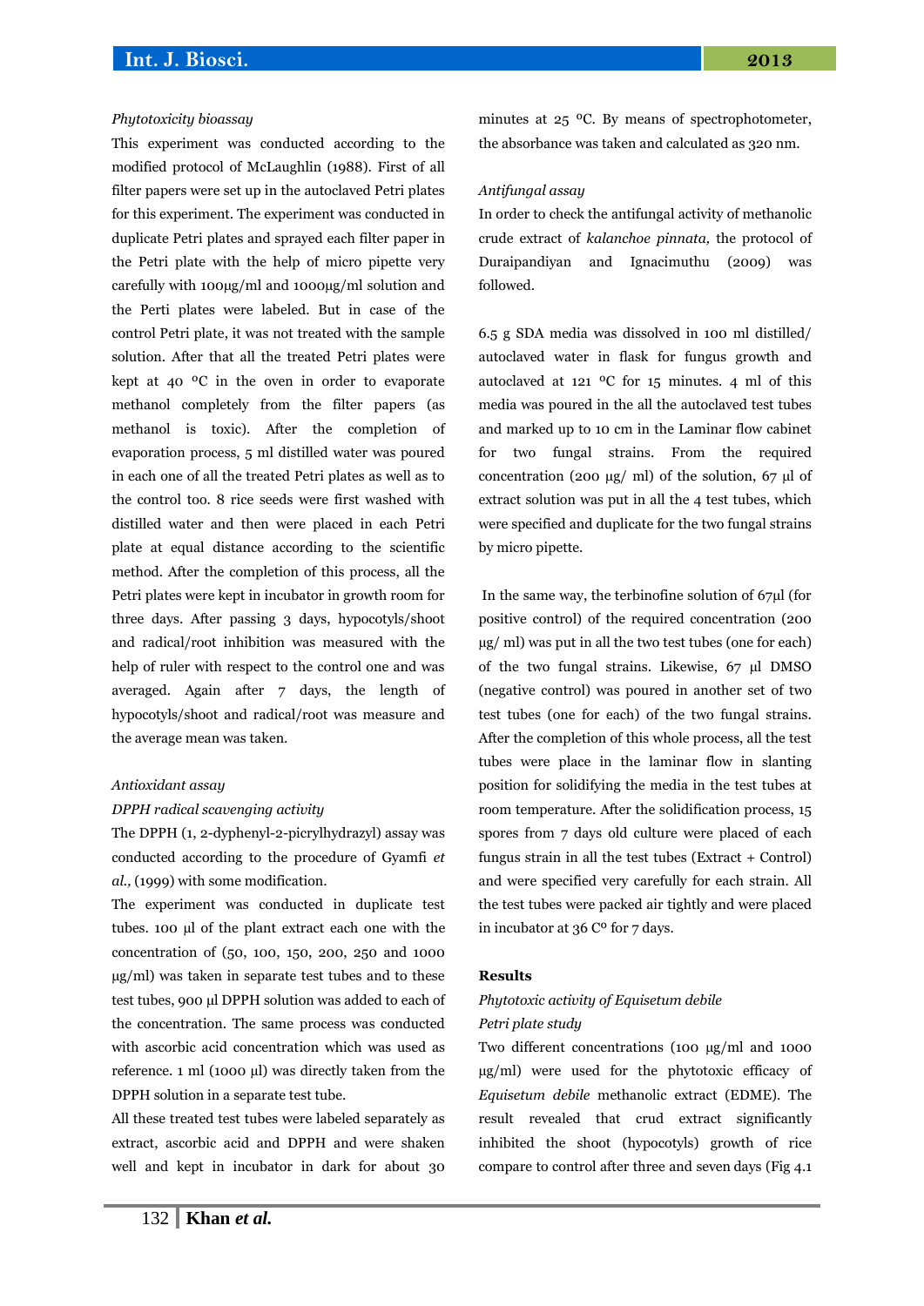*Phytotoxicity bioassay*

This experiment was conducted according to the modified protocol of McLaughlin (1988). First of all filter papers were set up in the autoclaved Petri plates for this experiment. The experiment was conducted in duplicate Petri plates and sprayed each filter paper in the Petri plate with the help of micro pipette very carefully with 100µg/ml and 1000µg/ml solution and the Perti plates were labeled. But in case of the control Petri plate, it was not treated with the sample solution. After that all the treated Petri plates were kept at 40 ºC in the oven in order to evaporate methanol completely from the filter papers (as methanol is toxic). After the completion of evaporation process, 5 ml distilled water was poured in each one of all the treated Petri plates as well as to the control too. 8 rice seeds were first washed with distilled water and then were placed in each Petri plate at equal distance according to the scientific method. After the completion of this process, all the Petri plates were kept in incubator in growth room for three days. After passing 3 days, hypocotyls/shoot and radical/root inhibition was measured with the help of ruler with respect to the control one and was averaged. Again after 7 days, the length of hypocotyls/shoot and radical/root was measure and the average mean was taken.

*Antioxidant assay*

*DPPH radical scavenging activity*

The DPPH (1, 2-dyphenyl-2-picrylhydrazyl) assay was conducted according to the procedure of Gyamfi *et al.,* (1999) with some modification.

The experiment was conducted in duplicate test tubes. 100 µl of the plant extract each one with the concentration of (50, 100, 150, 200, 250 and 1000 µg/ml) was taken in separate test tubes and to these test tubes, 900 µl DPPH solution was added to each of the concentration. The same process was conducted with ascorbic acid concentration which was used as reference. 1 ml (1000 µl) was directly taken from the DPPH solution in a separate test tube.

All these treated test tubes were labeled separately as extract, ascorbic acid and DPPH and were shaken well and kept in incubator in dark for about 30 minutes at 25 ºC. By means of spectrophotometer, the absorbance was taken and calculated as 320 nm.

*Antifungal assay*

In order to check the antifungal activity of methanolic crude extract of *kalanchoe pinnata,* the protocol of Duraipandiyan and Ignacimuthu (2009) was followed.

6.5 g SDA media was dissolved in 100 ml distilled/ autoclaved water in flask for fungus growth and autoclaved at 121 ºC for 15 minutes. 4 ml of this media was poured in the all the autoclaved test tubes and marked up to 10 cm in the Laminar flow cabinet for two fungal strains. From the required concentration (200 µg/ ml) of the solution, 67 µl of extract solution was put in all the 4 test tubes, which were specified and duplicate for the two fungal strains by micro pipette.

In the same way, the terbinofine solution of 67µl (for positive control) of the required concentration (200 µg/ ml) was put in all the two test tubes (one for each) of the two fungal strains. Likewise, 67 µl DMSO (negative control) was poured in another set of two test tubes (one for each) of the two fungal strains. After the completion of this whole process, all the test tubes were place in the laminar flow in slanting position for solidifying the media in the test tubes at room temperature. After the solidification process, 15 spores from 7 days old culture were placed of each fungus strain in all the test tubes (Extract + Control) and were specified very carefully for each strain. All the test tubes were packed air tightly and were placed in incubator at 36 Cº for 7 days.

## Results

*Phytotoxic activity of Equisetum debile*

*Petri plate study*

Two different concentrations (100 µg/ml and 1000 µg/ml) were used for the phytotoxic efficacy of *Equisetum debile* methanolic extract (EDME). The result revealed that crud extract significantly inhibited the shoot (hypocotyls) growth of rice compare to control after three and seven days (Fig 4.1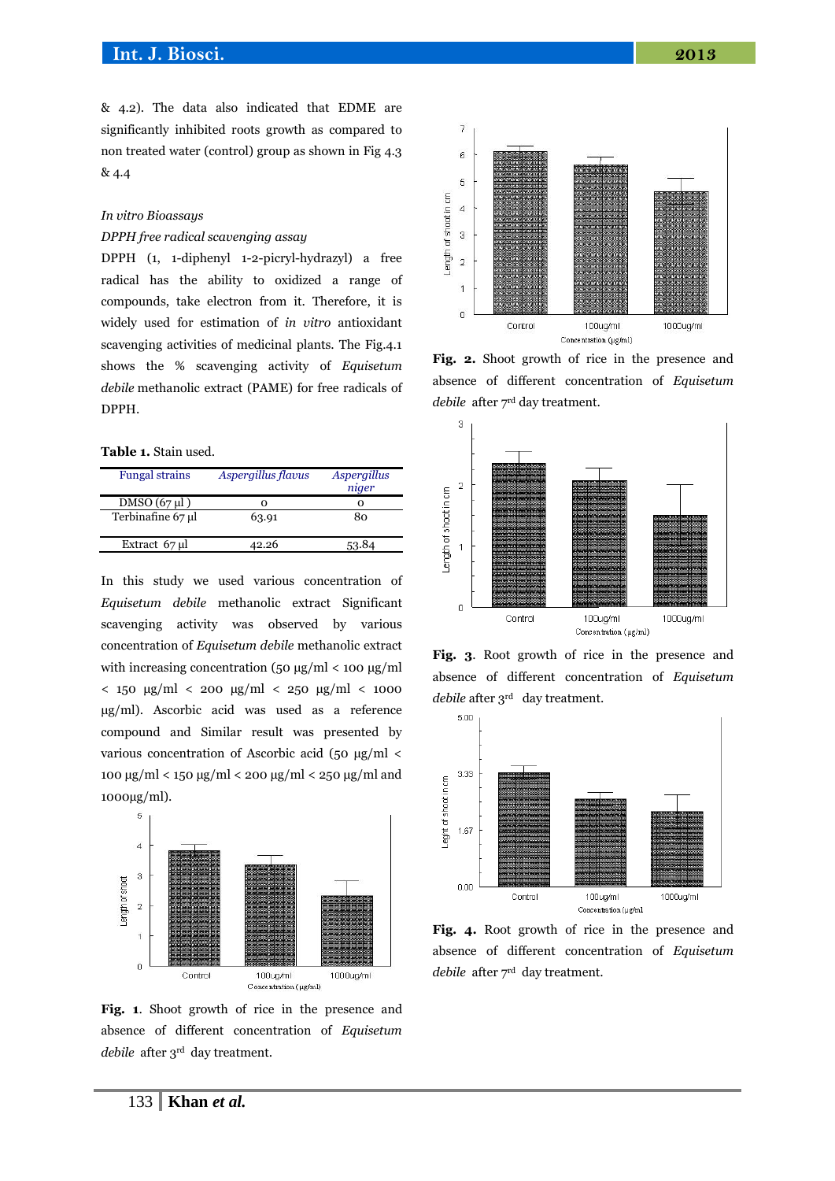& 4.2). The data also indicated that EDME are significantly inhibited roots growth as compared to non treated water (control) group as shown in Fig 4.3 & 4.4

*In vitro Bioassays*

*DPPH free radical scavenging assay*

DPPH (1, 1-diphenyl 1-2-picryl-hydrazyl) a free radical has the ability to oxidized a range of compounds, take electron from it. Therefore, it is widely used for estimation of *in vitro* antioxidant scavenging activities of medicinal plants. The Fig.4.1 shows the % scavenging activity of *Equisetum debile* methanolic extract (PAME) for free radicals of DPPH.

**Table 1.** Stain used.

| Fungal strains | *Aspergillus flavus* | *Aspergillus niger* |
|---|---|---|
| DMSO (67 µl ) | 0 | 0 |
| Terbinafine 67 µl | 63.91 | 80 |
| Extract 67 µl | 42.26 | 53.84 |

In this study we used various concentration of *Equisetum debile* methanolic extract Significant scavenging activity was observed by various concentration of *Equisetum debile* methanolic extract with increasing concentration (50 µg/ml < 100 µg/ml < 150 µg/ml < 200 µg/ml < 250 µg/ml < 1000 µg/ml). Ascorbic acid was used as a reference compound and Similar result was presented by various concentration of Ascorbic acid (50 µg/ml < 100 µg/ml < 150 µg/ml < 200 µg/ml < 250 µg/ml and 1000µg/ml).

**Fig. 1**. Shoot growth of rice in the presence and absence of different concentration of *Equisetum debile* after 3rd day treatment.

**Fig. 2.** Shoot growth of rice in the presence and absence of different concentration of *Equisetum debile* after 7rd day treatment.

**Fig. 3**. Root growth of rice in the presence and absence of different concentration of *Equisetum debile* after 3rd day treatment.

**Fig. 4.** Root growth of rice in the presence and absence of different concentration of *Equisetum debile* after 7rd day treatment.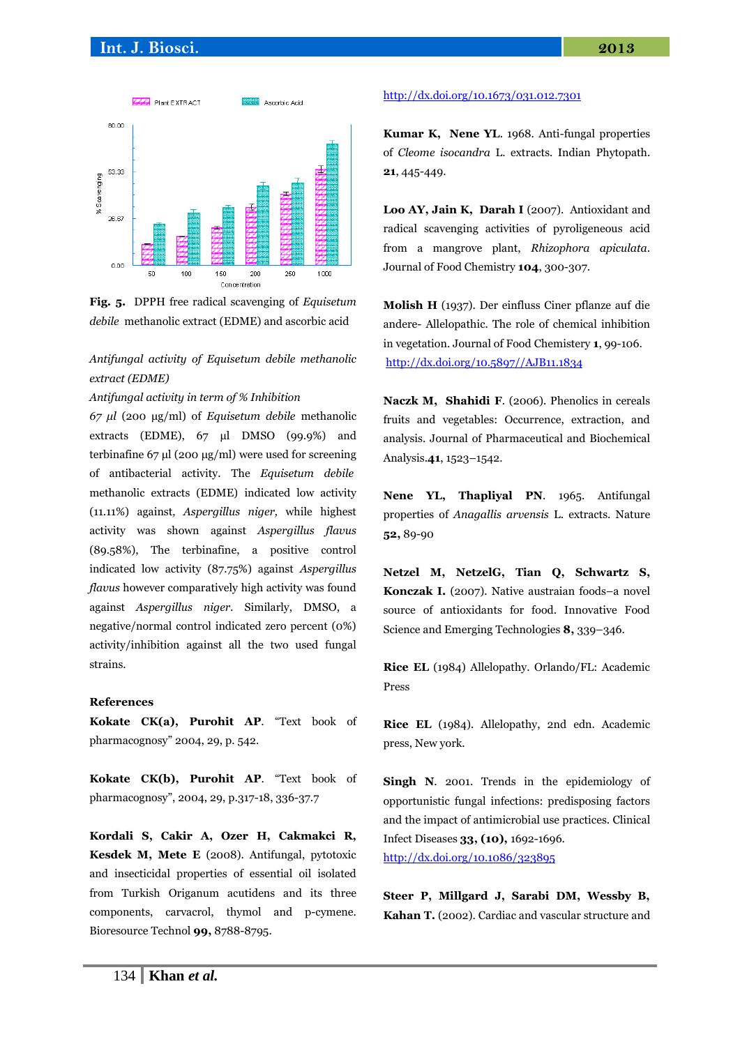**Fig. 5.** DPPH free radical scavenging of *Equisetum debile* methanolic extract (EDME) and ascorbic acid

*Antifungal activity of Equisetum debile methanolic extract (EDME)*

*Antifungal activity in term of % Inhibition*

*67 µl* (200 µg/ml) of *Equisetum debile* methanolic extracts (EDME), 67 µl DMSO (99.9%) and terbinafine 67 µl (200 µg/ml) were used for screening of antibacterial activity. The *Equisetum debile* methanolic extracts (EDME) indicated low activity (11.11%) against*, Aspergillus niger,* while highest activity was shown against *Aspergillus flavus* (89.58%), The terbinafine, a positive control indicated low activity (87.75%) against *Aspergillus flavus* however comparatively high activity was found against *Aspergillus niger*. Similarly, DMSO, a negative/normal control indicated zero percent (0%) activity/inhibition against all the two used fungal strains.

## References

**Kokate CK(a), Purohit AP**. "Text book of pharmacognosy" 2004, 29, p. 542.

**Kokate CK(b), Purohit AP**. "Text book of pharmacognosy", 2004, 29, p.317-18, 336-37.7

**Kordali S, Cakir A, Ozer H, Cakmakci R, Kesdek M, Mete E** (2008). Antifungal, pytotoxic and insecticidal properties of essential oil isolated from Turkish Origanum acutidens and its three components, carvacrol, thymol and p-cymene. Bioresource Technol **99,** 8788-8795.

http://dx.doi.org/10.1673/031.012.7301

**Kumar K, Nene YL**. 1968. Anti-fungal properties of *Cleome isocandra* L. extracts. Indian Phytopath. **21**, 445-449.

**Loo AY, Jain K, Darah I** (2007). Antioxidant and radical scavenging activities of pyroligeneous acid from a mangrove plant, *Rhizophora apiculata*. Journal of Food Chemistry **104**, 300-307.

**Molish H** (1937). Der einfluss Ciner pflanze auf die andere- Allelopathic. The role of chemical inhibition in vegetation. Journal of Food Chemistry **1**, 99-106. http://dx.doi.org/10.5897//AJB11.1834

**Naczk M, Shahidi F**. (2006). Phenolics in cereals fruits and vegetables: Occurrence, extraction, and analysis. Journal of Pharmaceutical and Biochemical Analysis.**41**, 1523–1542.

**Nene YL, Thapliyal PN**. 1965. Antifungal properties of *Anagallis arvensis* L. extracts. Nature **52,** 89-90

**Netzel M, NetzelG, Tian Q, Schwartz S, Konczak I.** (2007). Native austraian foods–a novel source of antioxidants for food. Innovative Food Science and Emerging Technologies **8,** 339–346.

**Rice EL** (1984) Allelopathy. Orlando/FL: Academic Press

**Rice EL** (1984). Allelopathy, 2nd edn. Academic press, New york.

**Singh N**. 2001. Trends in the epidemiology of opportunistic fungal infections: predisposing factors and the impact of antimicrobial use practices. Clinical Infect Diseases **33, (10),** 1692-1696. http://dx.doi.org/10.1086/323895

**Steer P, Millgard J, Sarabi DM, Wessby B, Kahan T.** (2002). Cardiac and vascular structure and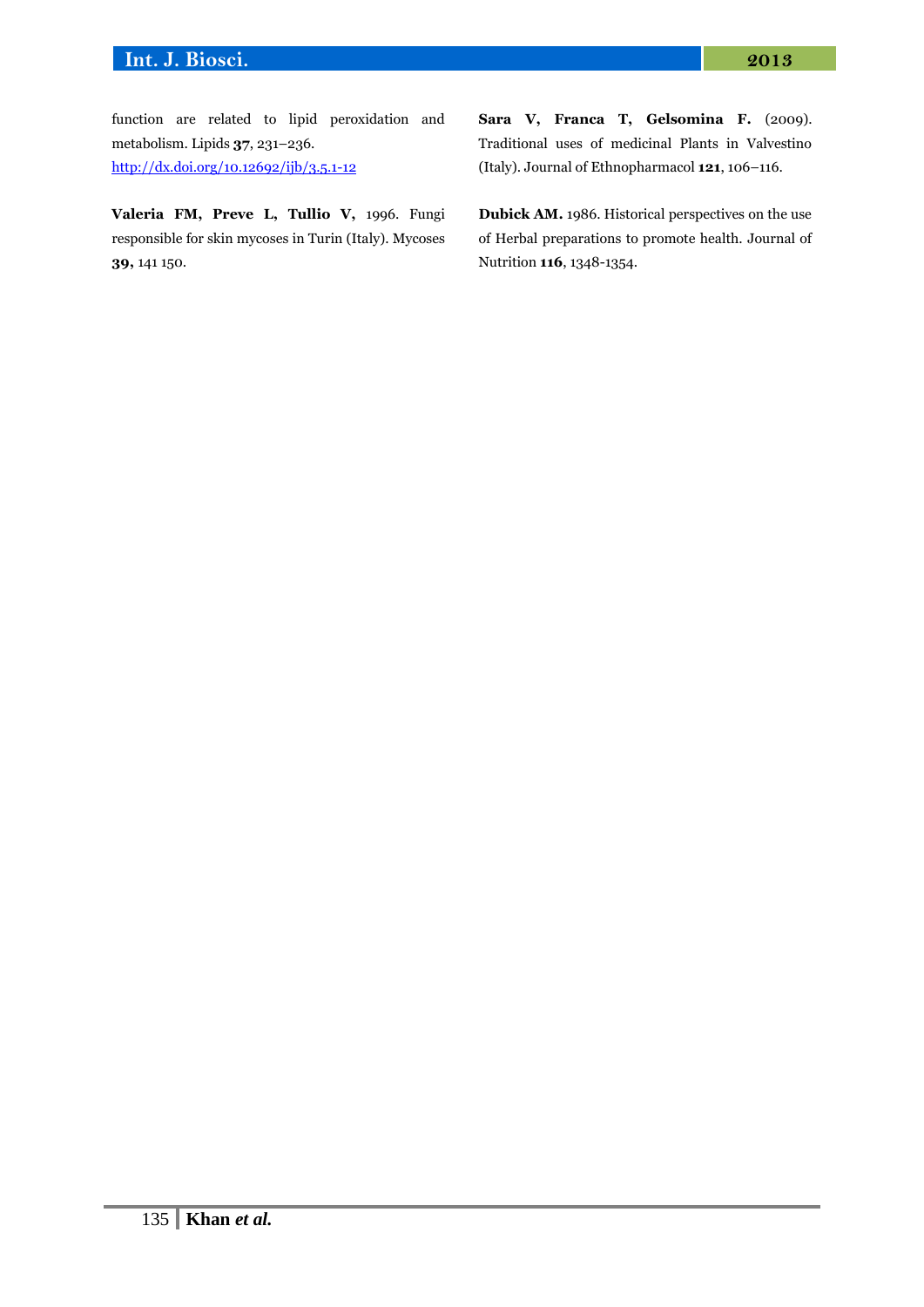function are related to lipid peroxidation and metabolism. Lipids **37**, 231–236. http://dx.doi.org/10.12692/ijb/3.5.1-12

**Valeria FM, Preve L, Tullio V,** 1996. Fungi responsible for skin mycoses in Turin (Italy). Mycoses **39,** 141 150.

**Sara V, Franca T, Gelsomina F.** (2009). Traditional uses of medicinal Plants in Valvestino (Italy). Journal of Ethnopharmacol **121**, 106–116.

**Dubick AM.** 1986. Historical perspectives on the use of Herbal preparations to promote health. Journal of Nutrition **116**, 1348-1354.